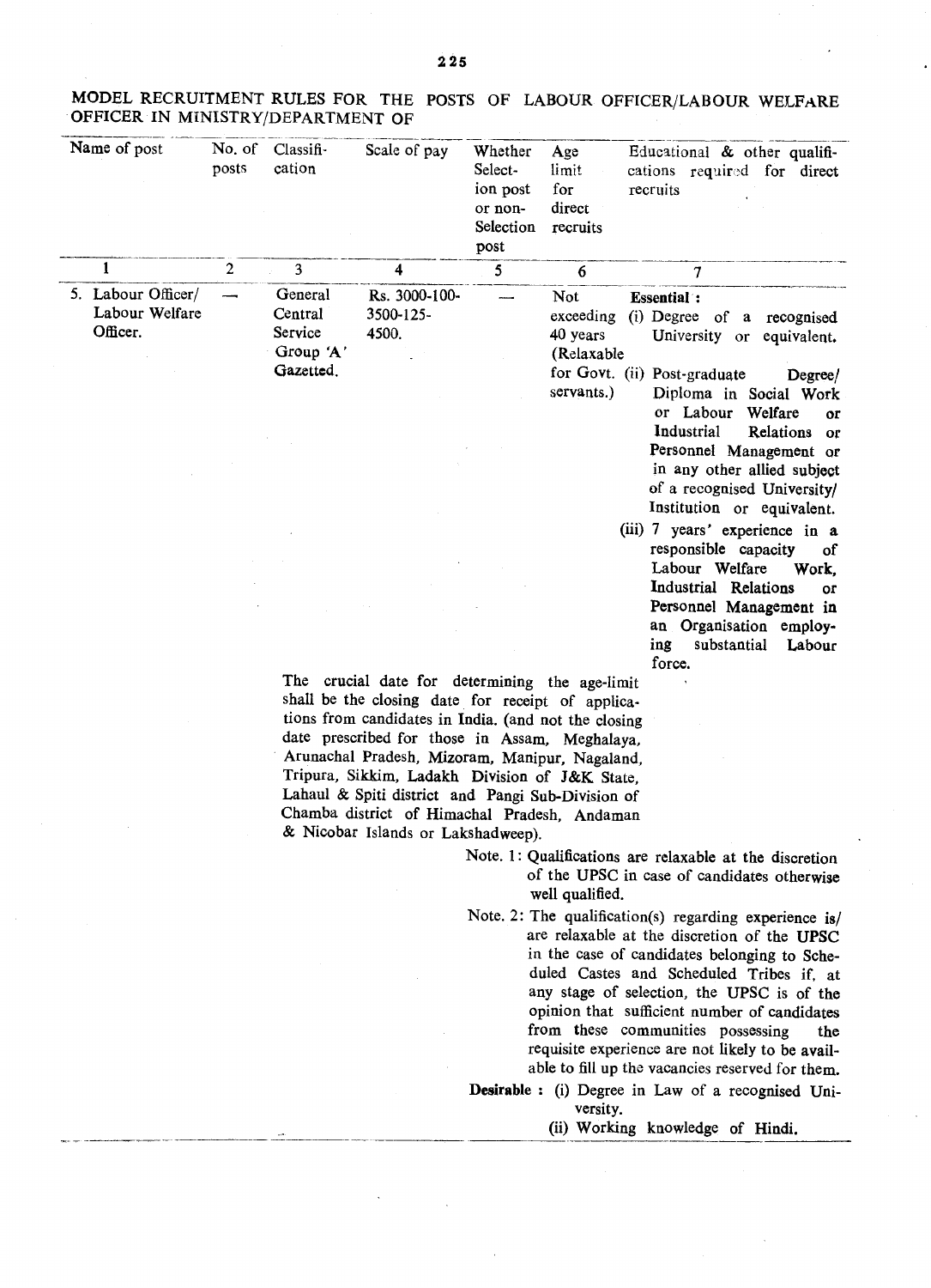MODEL RECRUITMENT RULES FOR THE POSTS OF LABOUR OFFICER/LABOUR WELFARE OFFICER IN MINISTRY/DEPARTMENT OF

| Name of post | No. of posts | Classification | Scale of pay | Whether Selection post or non-Selection post | Age limit for direct recruits | Educational & other qualifications required for direct recruits |
|---|---|---|---|---|---|---|
| 1 | 2 | 3 | 4 | 5 | 6 | 7 |
| 5. Labour Officer/ Labour Welfare Officer. | — | General Central Service Group 'A' Gazetted. | Rs. 3000-100-3500-125-4500. | — | Not exceeding 40 years (Relaxable for Govt. servants.) | **Essential :** (i) Degree of a recognised University or equivalent. (ii) Post-graduate Degree/ Diploma in Social Work or Labour Welfare or Industrial Relations or Personnel Management or in any other allied subject of a recognised University/ Institution or equivalent. (iii) 7 years' experience in a responsible capacity of Labour Welfare Work, Industrial Relations or Personnel Management in an Organisation employing substantial Labour force. |

The crucial date for determining the age-limit shall be the closing date for receipt of applications from candidates in India. (and not the closing date prescribed for those in Assam, Meghalaya, Arunachal Pradesh, Mizoram, Manipur, Nagaland, Tripura, Sikkim, Ladakh Division of J&K State, Lahaul & Spiti district and Pangi Sub-Division of Chamba district of Himachal Pradesh, Andaman & Nicobar Islands or Lakshadweep).

Note. 1: Qualifications are relaxable at the discretion of the UPSC in case of candidates otherwise well qualified.

Note. 2: The qualification(s) regarding experience is/ are relaxable at the discretion of the UPSC in the case of candidates belonging to Scheduled Castes and Scheduled Tribes if, at any stage of selection, the UPSC is of the opinion that sufficient number of candidates from these communities possessing the requisite experience are not likely to be available to fill up the vacancies reserved for them.

**Desirable :** (i) Degree in Law of a recognised University.

(ii) Working knowledge of Hindi.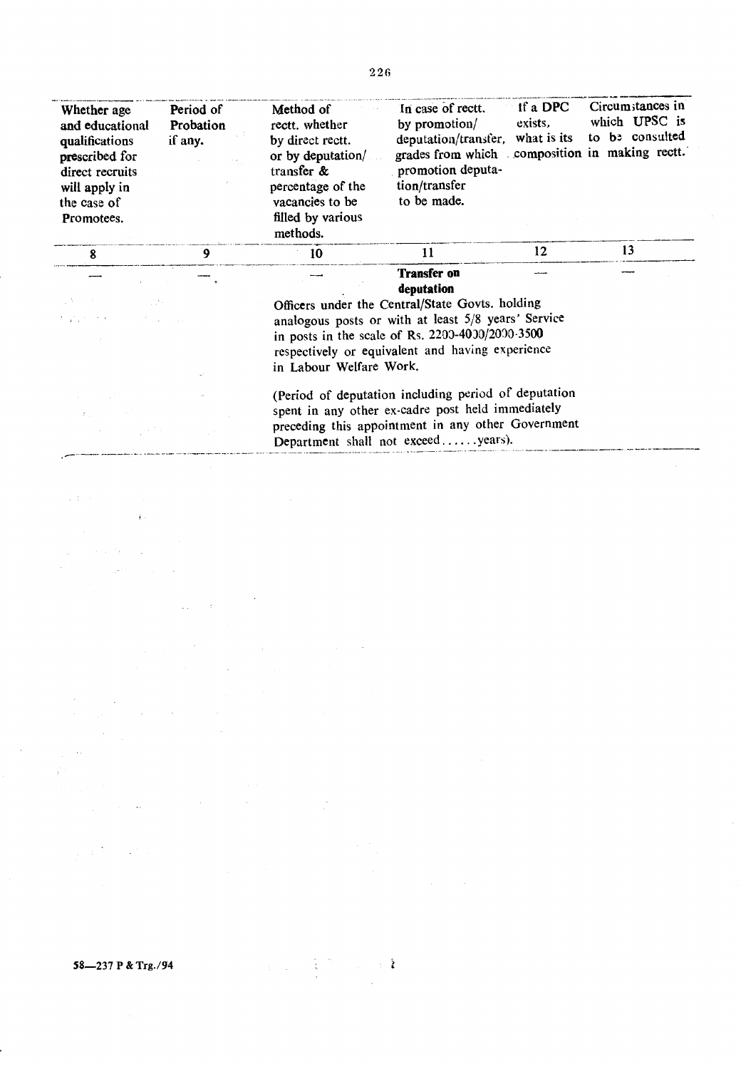| Whether age and educational qualifications prescribed for direct recruits will apply in the case of Promotees. | Period of Probation if any. | Method of rectt. whether by direct rectt. or by deputation/ transfer & percentage of the vacancies to be filled by various methods. | In case of rectt. by promotion/ deputation/transfer, grades from which promotion deputation/transfer to be made. | If a DPC exists, what is its composition | Circumstances in which UPSC is to be consulted in making rectt. |
|---|---|---|---|---|---|
| 8 | 9 | 10 | 11 | 12 | 13 |
| — | — | — | **Transfer on deputation**<br><br>Officers under the Central/State Govts. holding analogous posts or with at least 5/8 years' Service in posts in the scale of Rs. 2200-4000/2000-3500 respectively or equivalent and having experience in Labour Welfare Work.<br><br>(Period of deputation including period of deputation spent in any other ex-cadre post held immediately preceding this appointment in any other Government Department shall not exceed......years). | — | — |

58—237 P & Trg./94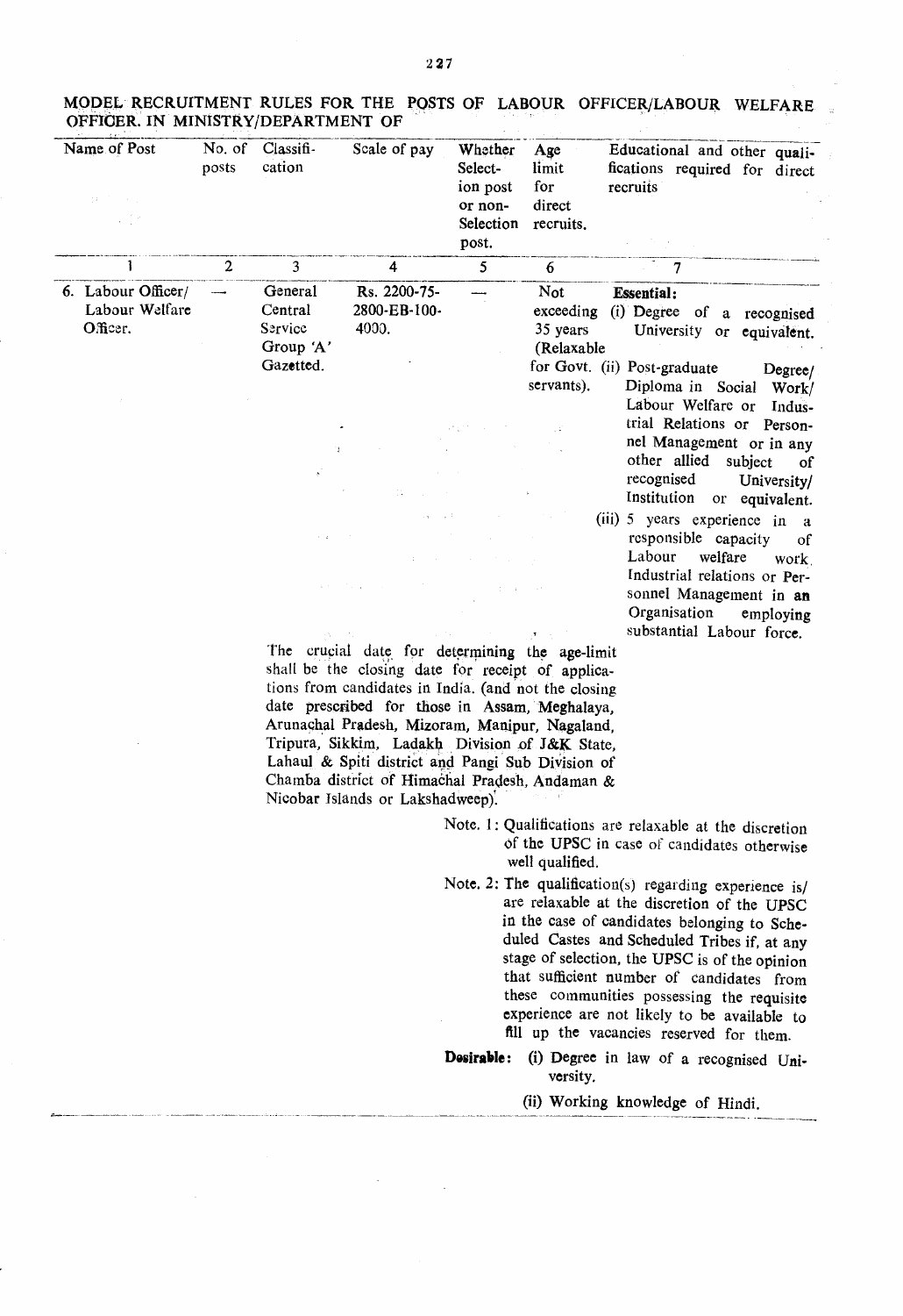## MODEL RECRUITMENT RULES FOR THE POSTS OF LABOUR OFFICER/LABOUR WELFARE OFFICER IN MINISTRY/DEPARTMENT OF

| Name of Post | No. of posts | Classification | Scale of pay | Whether Selection post or non-Selection post. | Age limit for direct recruits. | Educational and other qualifications required for direct recruits |
|---|---|---|---|---|---|---|
| 1 | 2 | 3 | 4 | 5 | 6 | 7 |
| 6. Labour Officer/ Labour Welfare Officer. | — | General Central Service Group 'A' Gazetted. | Rs. 2200-75-2800-EB-100-4000. | — | Not exceeding 35 years (Relaxable for Govt. servants). | **Essential:** (i) Degree of a recognised University or equivalent. (ii) Post-graduate Degree/ Diploma in Social Work/ Labour Welfare or Industrial Relations or Personnel Management or in any other allied subject of recognised University/ Institution or equivalent. (iii) 5 years experience in a responsible capacity of Labour welfare work, Industrial relations or Personnel Management in an Organisation employing substantial Labour force. |

The crucial date for determining the age-limit shall be the closing date for receipt of applications from candidates in India. (and not the closing date prescribed for those in Assam, Meghalaya, Arunachal Pradesh, Mizoram, Manipur, Nagaland, Tripura, Sikkim, Ladakh Division of J&K State, Lahaul & Spiti district and Pangi Sub Division of Chamba district of Himachal Pradesh, Andaman & Nicobar Islands or Lakshadweep).

Note. 1: Qualifications are relaxable at the discretion of the UPSC in case of candidates otherwise well qualified.

Note. 2: The qualification(s) regarding experience is/ are relaxable at the discretion of the UPSC in the case of candidates belonging to Scheduled Castes and Scheduled Tribes if, at any stage of selection, the UPSC is of the opinion that sufficient number of candidates from these communities possessing the requisite experience are not likely to be available to fill up the vacancies reserved for them.

**Desirable:** (i) Degree in law of a recognised University.

(ii) Working knowledge of Hindi.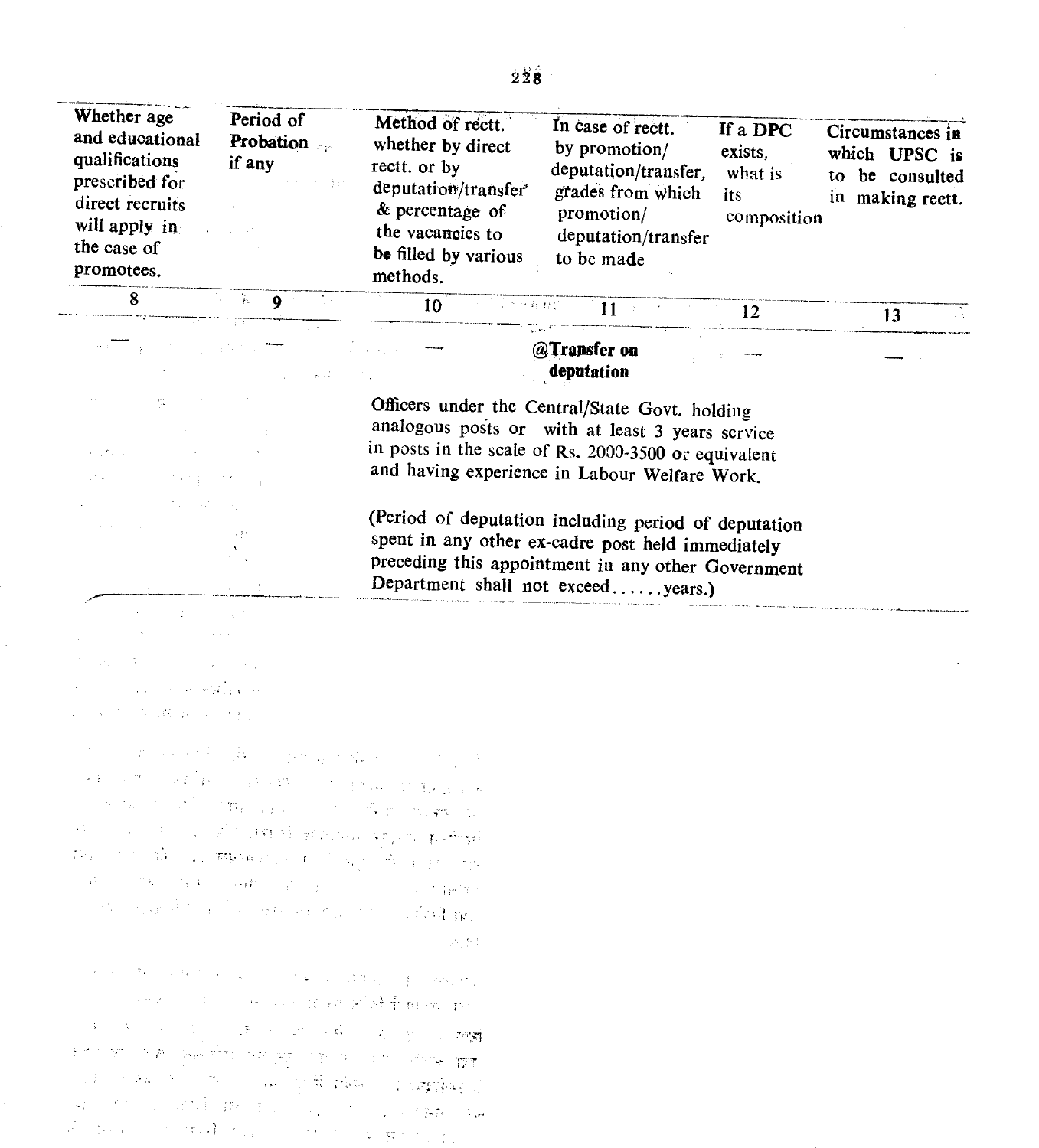| Whether age and educational qualifications prescribed for direct recruits will apply in the case of promotees. | Period of Probation if any | Method of rectt. whether by direct rectt. or by deputation/transfer & percentage of the vacancies to be filled by various methods. | In case of rectt. by promotion/ deputation/transfer, grades from which promotion/ deputation/transfer to be made | If a DPC exists, what is its composition | Circumstances in which UPSC is to be consulted in making rectt. |
|---|---|---|---|---|---|
| 8 | 9 | 10 | 11 | 12 | 13 |
| — | — | — | **@Transfer on deputation**<br><br>Officers under the Central/State Govt. holding analogous posts or with at least 3 years service in posts in the scale of Rs. 2000-3500 or equivalent and having experience in Labour Welfare Work.<br><br>(Period of deputation including period of deputation spent in any other ex-cadre post held immediately preceding this appointment in any other Government Department shall not exceed......years.) | — | — |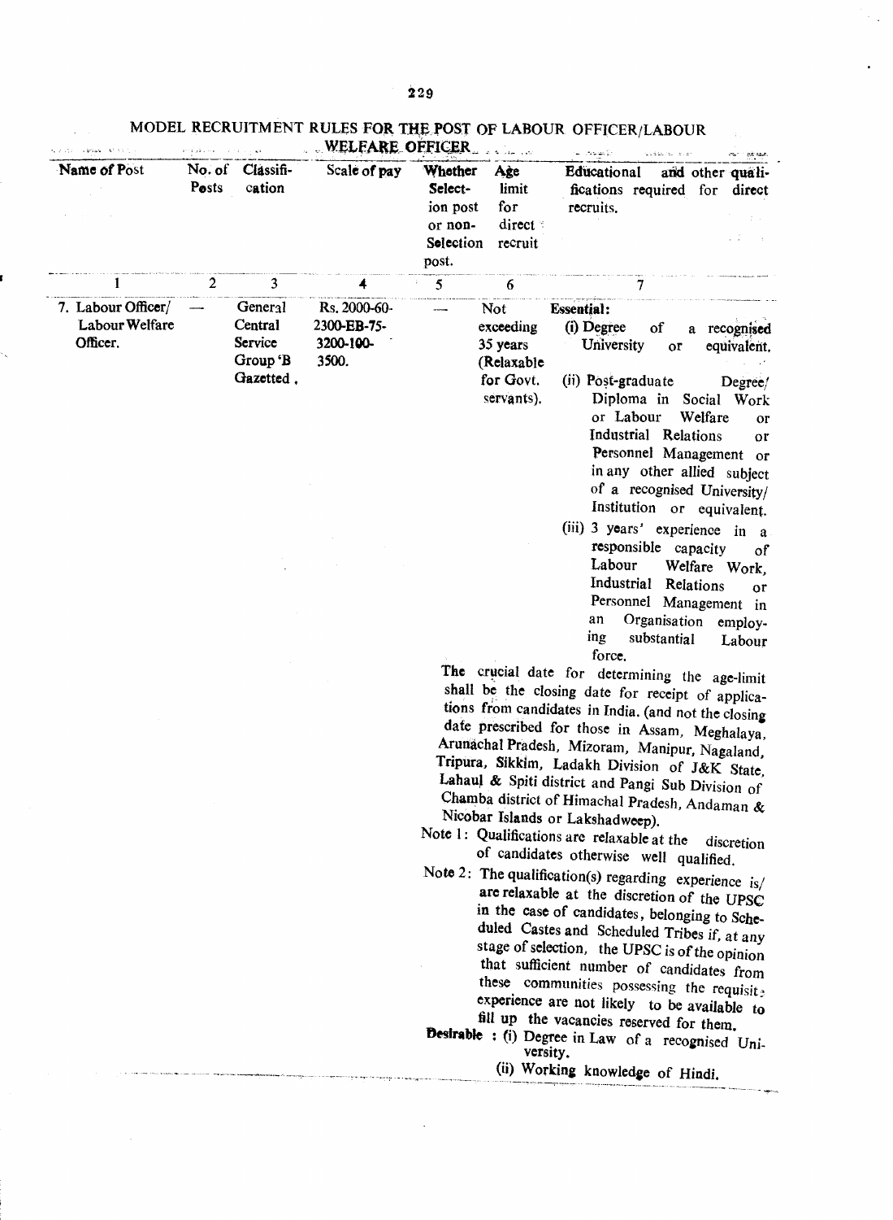# MODEL RECRUITMENT RULES FOR THE POST OF LABOUR OFFICER/LABOUR WELFARE OFFICER

| Name of Post | No. of Posts | Classification | Scale of pay | Whether Selection post or non-Selection post. | Age limit for direct recruit | Educational and other qualifications required for direct recruits. |
|---|---|---|---|---|---|---|
| 1 | 2 | 3 | 4 | 5 | 6 | 7 |
| 7. Labour Officer/ Labour Welfare Officer. | — | General Central Service Group 'B Gazetted. | Rs. 2000-60-2300-EB-75-3200-100-3500. | — | Not exceeding 35 years (Relaxable for Govt. servants). | **Essential:** (i) Degree of a recognised University or equivalent. (ii) Post-graduate Degree/ Diploma in Social Work or Labour Welfare or Industrial Relations or Personnel Management or in any other allied subject of a recognised University/ Institution or equivalent. (iii) 3 years' experience in a responsible capacity of Labour Welfare Work, Industrial Relations or Personnel Management in an Organisation employing substantial Labour force. |

The crucial date for determining the age-limit shall be the closing date for receipt of applications from candidates in India. (and not the closing date prescribed for those in Assam, Meghalaya, Arunachal Pradesh, Mizoram, Manipur, Nagaland, Tripura, Sikkim, Ladakh Division of J&K State, Lahaul & Spiti district and Pangi Sub Division of Chamba district of Himachal Pradesh, Andaman & Nicobar Islands or Lakshadweep).

Note 1: Qualifications are relaxable at the discretion of candidates otherwise well qualified.

Note 2: The qualification(s) regarding experience is/ are relaxable at the discretion of the UPSC in the case of candidates, belonging to Scheduled Castes and Scheduled Tribes if, at any stage of selection, the UPSC is of the opinion that sufficient number of candidates from these communities possessing the requisite experience are not likely to be available to fill up the vacancies reserved for them.

**Desirable** : (i) Degree in Law of a recognised University.

(ii) Working knowledge of Hindi.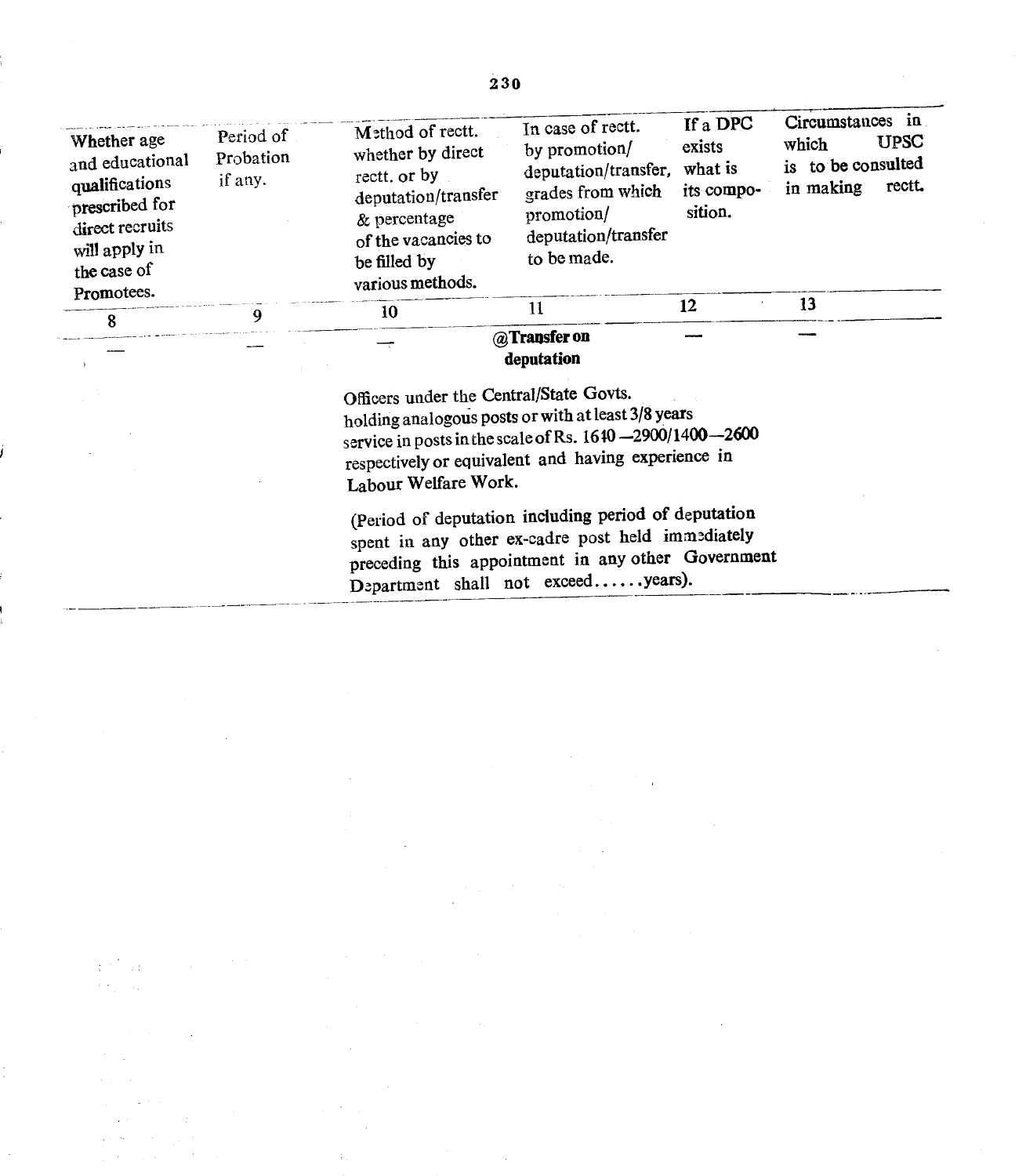| Whether age and educational qualifications prescribed for direct recruits will apply in the case of Promotees. | Period of Probation if any. | Method of rectt. whether by direct rectt. or by deputation/transfer & percentage of the vacancies to be filled by various methods. | In case of rectt. by promotion/ deputation/transfer, grades from which promotion/ deputation/transfer to be made. | If a DPC exists what is its composition. | Circumstances in which UPSC is to be consulted in making rectt. |
|---|---|---|---|---|---|
| 8 | 9 | 10 | 11 | 12 | 13 |
| — | — | — | **@Transfer on deputation** | — | — |

Officers under the Central/State Govts. holding analogous posts or with at least 3/8 years service in posts in the scale of Rs. 1640—2900/1400—2600 respectively or equivalent and having experience in Labour Welfare Work.

(Period of deputation including period of deputation spent in any other ex-cadre post held immediately preceding this appointment in any other Government Department shall not exceed......years).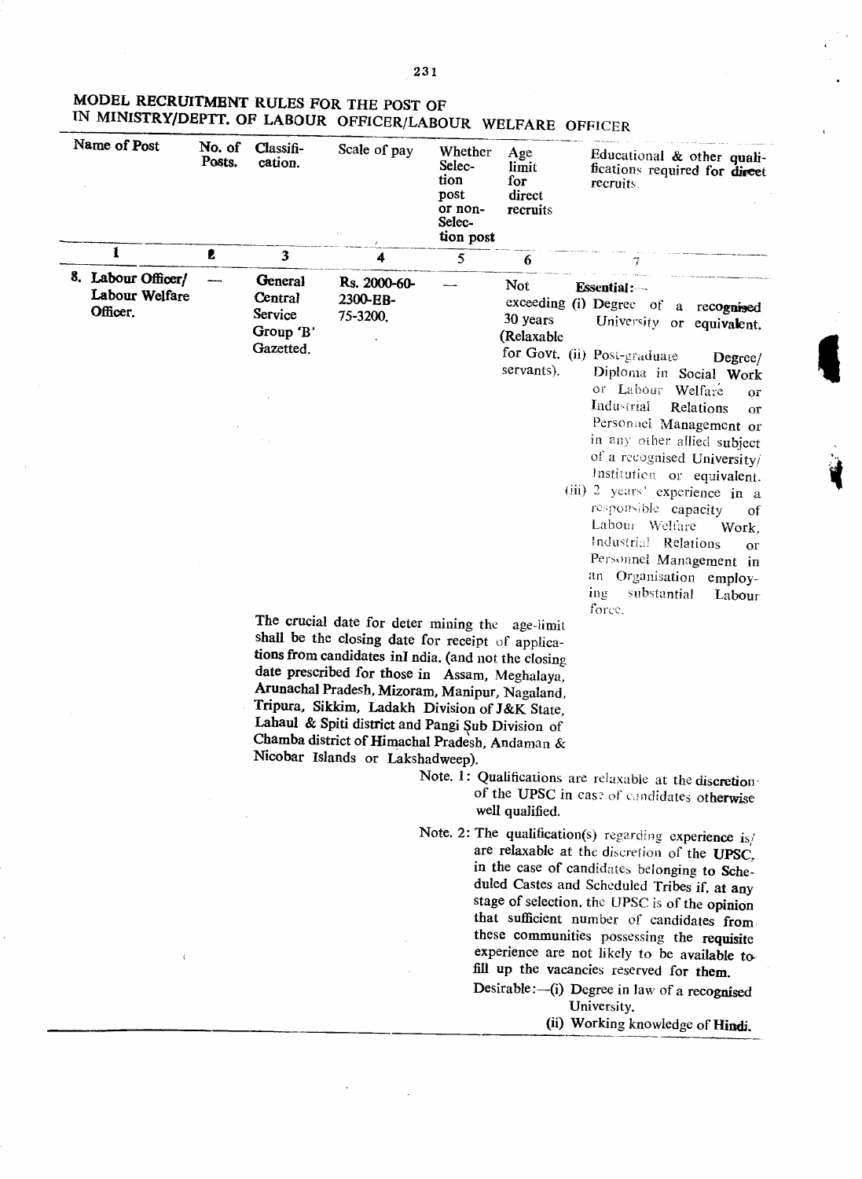## MODEL RECRUITMENT RULES FOR THE POST OF LABOUR OFFICER/LABOUR WELFARE OFFICER IN MINISTRY/DEPTT. OF

| Name of Post | No. of Posts. | Classification. | Scale of pay | Whether Selection post or non-Selection post | Age limit for direct recruits | Educational & other qualifications required for direct recruits. |
|---|---|---|---|---|---|---|
| 1 | 2 | 3 | 4 | 5 | 6 | 7 |
| 8. Labour Officer/ Labour Welfare Officer. | — | General Central Service Group 'B' Gazetted. | Rs. 2000-60-2300-EB-75-3200. | — | Not exceeding 30 years (Relaxable for Govt. servants). | **Essential:**— (i) Degree of a recognised University or equivalent. (ii) Post-graduate Degree/ Diploma in Social Work or Labour Welfare or Industrial Relations or Personnel Management or in any other allied subject of a recognised University/ Institution or equivalent. (iii) 2 years' experience in a responsible capacity of Labour Welfare Work, Industrial Relations or Personnel Management in an Organisation employing substantial Labour force. |

The crucial date for deter mining the age-limit shall be the closing date for receipt of applications from candidates inI ndia. (and not the closing date prescribed for those in Assam, Meghalaya, Arunachal Pradesh, Mizoram, Manipur, Nagaland, Tripura, Sikkim, Ladakh Division of J&K State, Lahaul & Spiti district and Pangi Sub Division of Chamba district of Himachal Pradesh, Andaman & Nicobar Islands or Lakshadweep).

Note. 1: Qualifications are relaxable at the discretion of the UPSC in case of candidates otherwise well qualified.

Note. 2: The qualification(s) regarding experience is/ are relaxable at the discretion of the UPSC, in the case of candidates belonging to Scheduled Castes and Scheduled Tribes if, at any stage of selection, the UPSC is of the opinion that sufficient number of candidates from these communities possessing the requisite experience are not likely to be available to fill up the vacancies reserved for them.

Desirable:—(i) Degree in law of a recognised University.

(ii) Working knowledge of Hindi.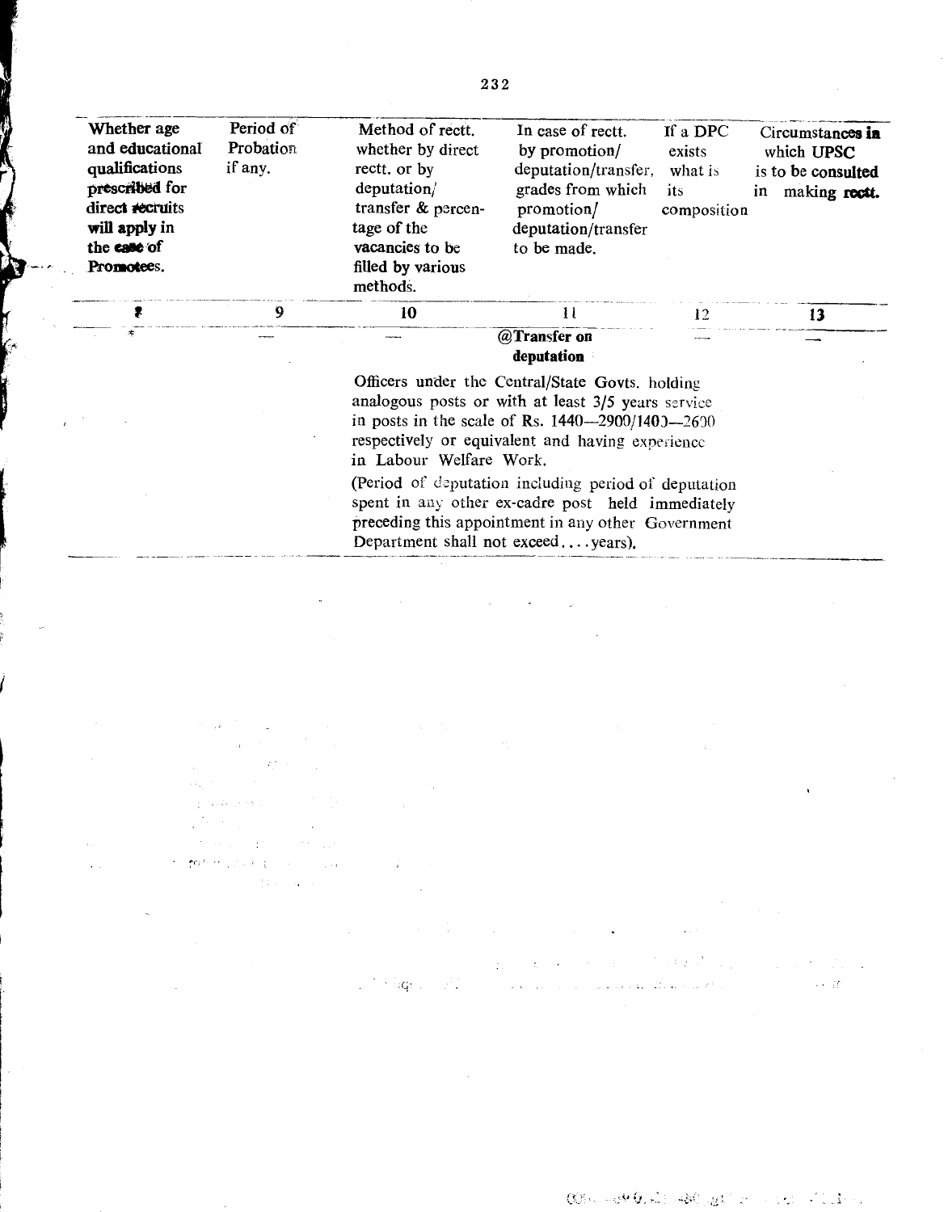| Whether age and educational qualifications prescribed for direct recruits will apply in the case of Promotees. | Period of Probation if any. | Method of rectt. whether by direct rectt. or by deputation/ transfer & percentage of the vacancies to be filled by various methods. | In case of rectt. by promotion/ deputation/transfer, grades from which promotion/ deputation/transfer to be made. | If a DPC exists what is its composition | Circumstances in which UPSC is to be consulted in making rectt. |
|---|---|---|---|---|---|
| 8 | 9 | 10 | 11 | 12 | 13 |
| * | — | — | @Transfer on deputation<br><br>Officers under the Central/State Govts. holding analogous posts or with at least 3/5 years service in posts in the scale of Rs. 1440—2900/1400—2600 respectively or equivalent and having experience in Labour Welfare Work.<br><br>(Period of deputation including period of deputation spent in any other ex-cadre post held immediately preceding this appointment in any other Government Department shall not exceed.... years). | — | — |